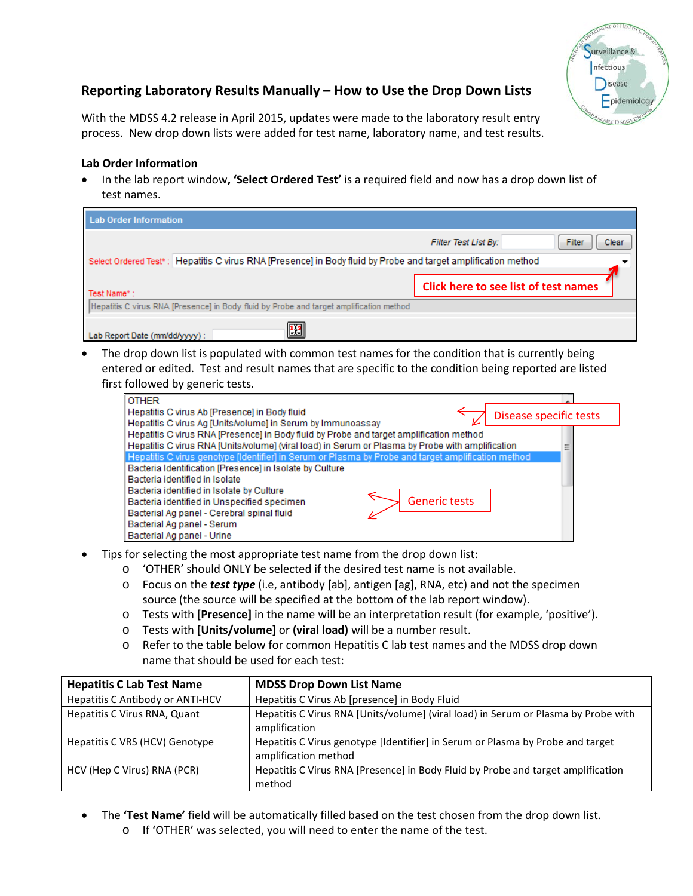## Reporting Laboratory Results Manually – How to Use the Drop Down Lists

With the MDSS 4.2 release in April 2015, updates were made to the laboratory result entry process. New drop down lists were added for test name, laboratory name, and test results.

### Lab Order Information

- In the lab report window, **'Select Ordered Test'** is a required field and now has a drop down list of test names.

- The drop down list is populated with common test names for the condition that is currently being entered or edited. Test and result names that are specific to the condition being reported are listed first followed by generic tests.

- Tips for selecting the most appropriate test name from the drop down list:
  - 'OTHER' should ONLY be selected if the desired test name is not available.
  - Focus on the ***test type*** (i.e, antibody [ab], antigen [ag], RNA, etc) and not the specimen source (the source will be specified at the bottom of the lab report window).
  - Tests with **[Presence]** in the name will be an interpretation result (for example, 'positive').
  - Tests with **[Units/volume]** or **(viral load)** will be a number result.
  - Refer to the table below for common Hepatitis C lab test names and the MDSS drop down name that should be used for each test:

| Hepatitis C Lab Test Name | MDSS Drop Down List Name |
|---|---|
| Hepatitis C Antibody or ANTI-HCV | Hepatitis C Virus Ab [presence] in Body Fluid |
| Hepatitis C Virus RNA, Quant | Hepatitis C Virus RNA [Units/volume] (viral load) in Serum or Plasma by Probe with amplification |
| Hepatitis C VRS (HCV) Genotype | Hepatitis C Virus genotype [Identifier] in Serum or Plasma by Probe and target amplification method |
| HCV (Hep C Virus) RNA (PCR) | Hepatitis C Virus RNA [Presence] in Body Fluid by Probe and target amplification method |

- The **'Test Name'** field will be automatically filled based on the test chosen from the drop down list.
  - If 'OTHER' was selected, you will need to enter the name of the test.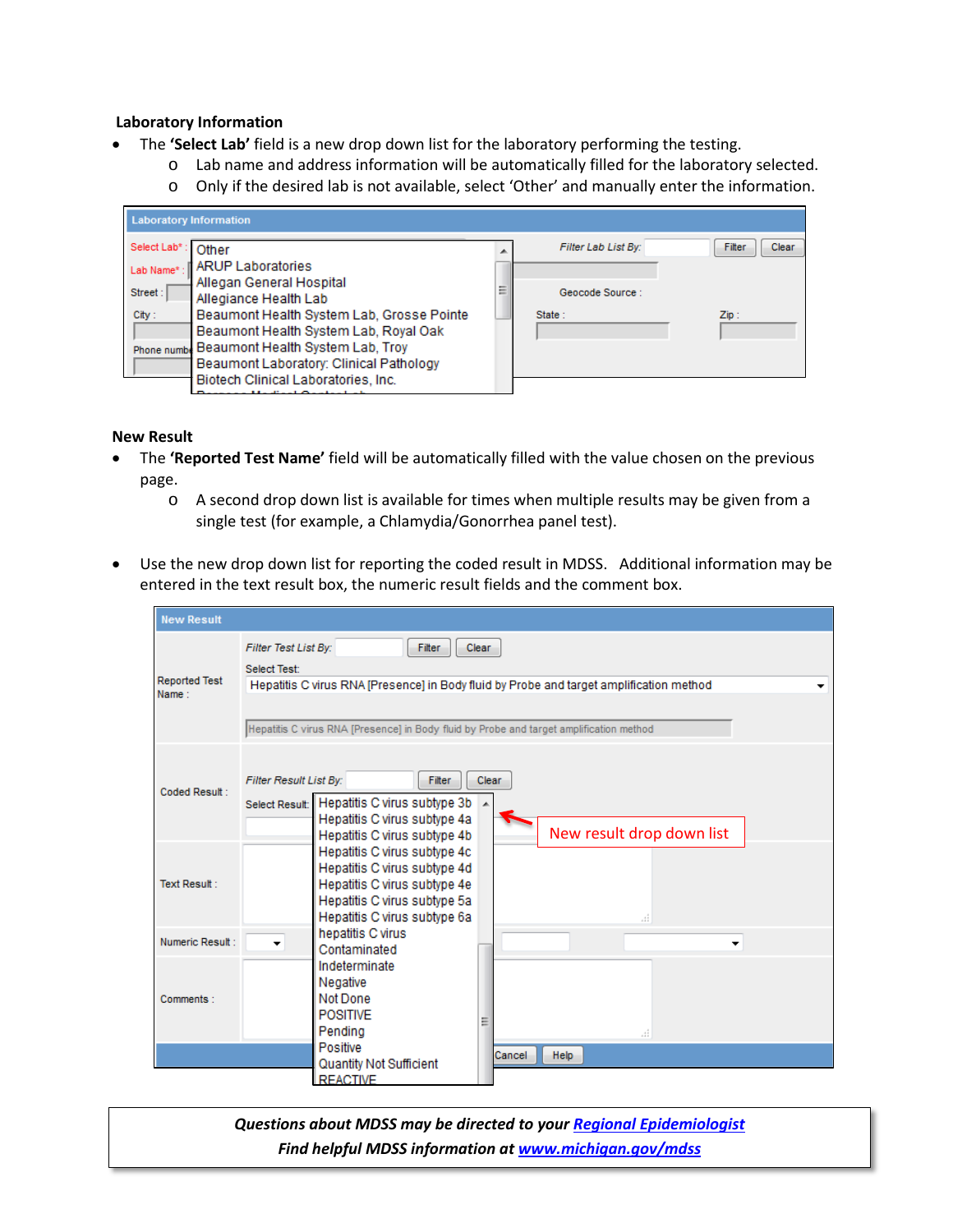**Laboratory Information**

- The **'Select Lab'** field is a new drop down list for the laboratory performing the testing.
  - Lab name and address information will be automatically filled for the laboratory selected.
  - Only if the desired lab is not available, select 'Other' and manually enter the information.

Laboratory Information

Select Lab* : Other
ARUP Laboratories
Allegan General Hospital
Allegiance Health Lab
Beaumont Health System Lab, Grosse Pointe
Beaumont Health System Lab, Royal Oak
Beaumont Health System Lab, Troy
Beaumont Laboratory: Clinical Pathology
Biotech Clinical Laboratories, Inc.

Lab Name* :

Street :

City :

Phone numb

Filter Lab List By: Filter Clear

Geocode Source :

State :

Zip :

**New Result**

- The **'Reported Test Name'** field will be automatically filled with the value chosen on the previous page.
  - A second drop down list is available for times when multiple results may be given from a single test (for example, a Chlamydia/Gonorrhea panel test).

- Use the new drop down list for reporting the coded result in MDSS. Additional information may be entered in the text result box, the numeric result fields and the comment box.

New Result

Reported Test Name :

Filter Test List By: Filter Clear

Select Test:

Hepatitis C virus RNA [Presence] in Body fluid by Probe and target amplification method

Hepatitis C virus RNA [Presence] in Body fluid by Probe and target amplification method

Coded Result :

Filter Result List By: Filter Clear

Select Result: Hepatitis C virus subtype 3b
Hepatitis C virus subtype 4a
Hepatitis C virus subtype 4b
Hepatitis C virus subtype 4c
Hepatitis C virus subtype 4d
Hepatitis C virus subtype 4e
Hepatitis C virus subtype 5a
Hepatitis C virus subtype 6a
hepatitis C virus
Contaminated
Indeterminate
Negative
Not Done
POSITIVE
Pending
Positive
Quantity Not Sufficient
REACTIVE

New result drop down list

Text Result :

Numeric Result :

Comments :

Cancel Help

*Questions about MDSS may be directed to your [Regional Epidemiologist](#)*

*Find helpful MDSS information at [www.michigan.gov/mdss](http://www.michigan.gov/mdss)*